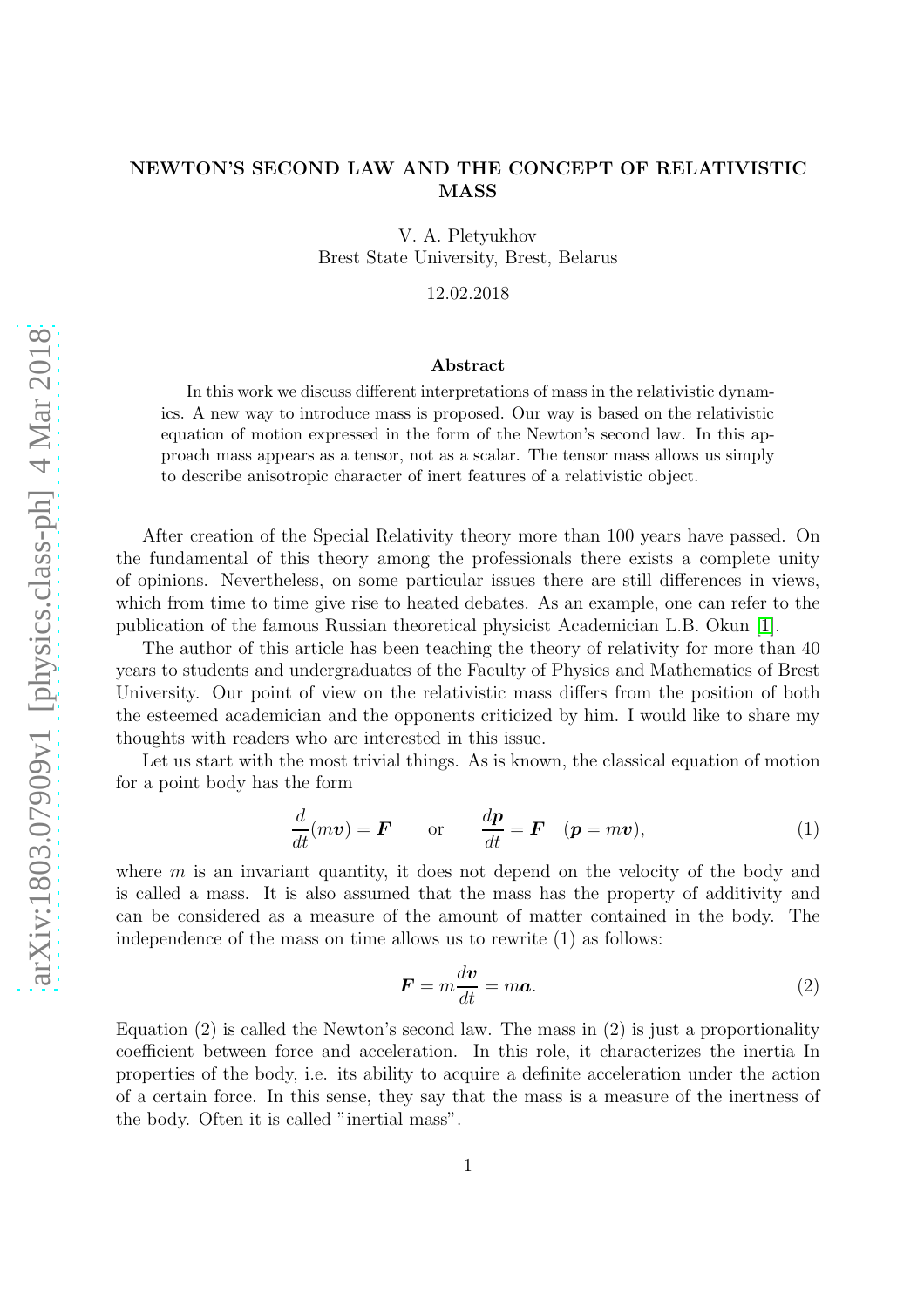# NEWTON'S SECOND LAW AND THE CONCEPT OF RELATIVISTIC MASS

V. A. Pletyukhov
Brest State University, Brest, Belarus

12.02.2018

## Abstract

In this work we discuss different interpretations of mass in the relativistic dynamics. A new way to introduce mass is proposed. Our way is based on the relativistic equation of motion expressed in the form of the Newton's second law. In this approach mass appears as a tensor, not as a scalar. The tensor mass allows us simply to describe anisotropic character of inert features of a relativistic object.

After creation of the Special Relativity theory more than 100 years have passed. On the fundamental of this theory among the professionals there exists a complete unity of opinions. Nevertheless, on some particular issues there are still differences in views, which from time to time give rise to heated debates. As an example, one can refer to the publication of the famous Russian theoretical physicist Academician L.B. Okun [1].

The author of this article has been teaching the theory of relativity for more than 40 years to students and undergraduates of the Faculty of Physics and Mathematics of Brest University. Our point of view on the relativistic mass differs from the position of both the esteemed academician and the opponents criticized by him. I would like to share my thoughts with readers who are interested in this issue.

Let us start with the most trivial things. As is known, the classical equation of motion for a point body has the form

$$\frac{d}{dt}(m\boldsymbol{v}) = \boldsymbol{F} \qquad \text{or} \qquad \frac{d\boldsymbol{p}}{dt} = \boldsymbol{F} \quad (\boldsymbol{p} = m\boldsymbol{v}), \tag{1}$$

where $m$ is an invariant quantity, it does not depend on the velocity of the body and is called a mass. It is also assumed that the mass has the property of additivity and can be considered as a measure of the amount of matter contained in the body. The independence of the mass on time allows us to rewrite (1) as follows:

$$\boldsymbol{F} = m\frac{d\boldsymbol{v}}{dt} = m\boldsymbol{a}. \tag{2}$$

Equation (2) is called the Newton's second law. The mass in (2) is just a proportionality coefficient between force and acceleration. In this role, it characterizes the inertia In properties of the body, i.e. its ability to acquire a definite acceleration under the action of a certain force. In this sense, they say that the mass is a measure of the inertness of the body. Often it is called "inertial mass".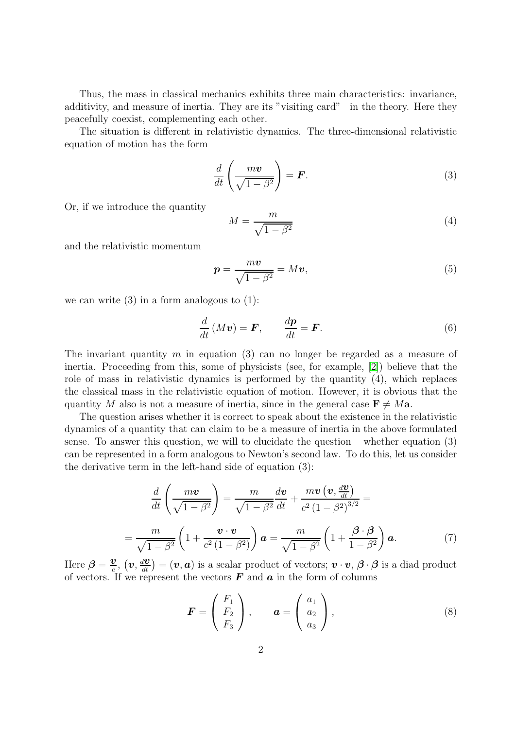Thus, the mass in classical mechanics exhibits three main characteristics: invariance, additivity, and measure of inertia. They are its "visiting card" in the theory. Here they peacefully coexist, complementing each other.

The situation is different in relativistic dynamics. The three-dimensional relativistic equation of motion has the form

$$\frac{d}{dt}\left(\frac{m\boldsymbol{v}}{\sqrt{1-\beta^2}}\right) = \boldsymbol{F}. \tag{3}$$

Or, if we introduce the quantity

$$M = \frac{m}{\sqrt{1-\beta^2}} \tag{4}$$

and the relativistic momentum

$$\boldsymbol{p} = \frac{m\boldsymbol{v}}{\sqrt{1-\beta^2}} = M\boldsymbol{v}, \tag{5}$$

we can write (3) in a form analogous to (1):

$$\frac{d}{dt}\left(M\boldsymbol{v}\right) = \boldsymbol{F}, \qquad \frac{d\boldsymbol{p}}{dt} = \boldsymbol{F}. \tag{6}$$

The invariant quantity $m$ in equation (3) can no longer be regarded as a measure of inertia. Proceeding from this, some of physicists (see, for example, [2]) believe that the role of mass in relativistic dynamics is performed by the quantity (4), which replaces the classical mass in the relativistic equation of motion. However, it is obvious that the quantity $M$ also is not a measure of inertia, since in the general case $\mathbf{F} \neq M\mathbf{a}$.

The question arises whether it is correct to speak about the existence in the relativistic dynamics of a quantity that can claim to be a measure of inertia in the above formulated sense. To answer this question, we will to elucidate the question – whether equation (3) can be represented in a form analogous to Newton's second law. To do this, let us consider the derivative term in the left-hand side of equation (3):

$$\frac{d}{dt}\left(\frac{m\boldsymbol{v}}{\sqrt{1-\beta^2}}\right) = \frac{m}{\sqrt{1-\beta^2}}\frac{d\boldsymbol{v}}{dt} + \frac{m\boldsymbol{v}\left(\boldsymbol{v}, \frac{d\boldsymbol{v}}{dt}\right)}{c^2\left(1-\beta^2\right)^{3/2}} =$$

$$= \frac{m}{\sqrt{1-\beta^2}}\left(1 + \frac{\boldsymbol{v}\cdot\boldsymbol{v}}{c^2\left(1-\beta^2\right)}\right)\boldsymbol{a} = \frac{m}{\sqrt{1-\beta^2}}\left(1 + \frac{\boldsymbol{\beta}\cdot\boldsymbol{\beta}}{1-\beta^2}\right)\boldsymbol{a}. \tag{7}$$

Here $\boldsymbol{\beta} = \frac{\boldsymbol{v}}{c}$, $\left(\boldsymbol{v}, \frac{d\boldsymbol{v}}{dt}\right) = (\boldsymbol{v}, \boldsymbol{a})$ is a scalar product of vectors; $\boldsymbol{v}\cdot\boldsymbol{v}$, $\boldsymbol{\beta}\cdot\boldsymbol{\beta}$ is a diad product of vectors. If we represent the vectors $\boldsymbol{F}$ and $\boldsymbol{a}$ in the form of columns

$$\boldsymbol{F} = \begin{pmatrix} F_1 \\ F_2 \\ F_3 \end{pmatrix}, \qquad \boldsymbol{a} = \begin{pmatrix} a_1 \\ a_2 \\ a_3 \end{pmatrix}, \tag{8}$$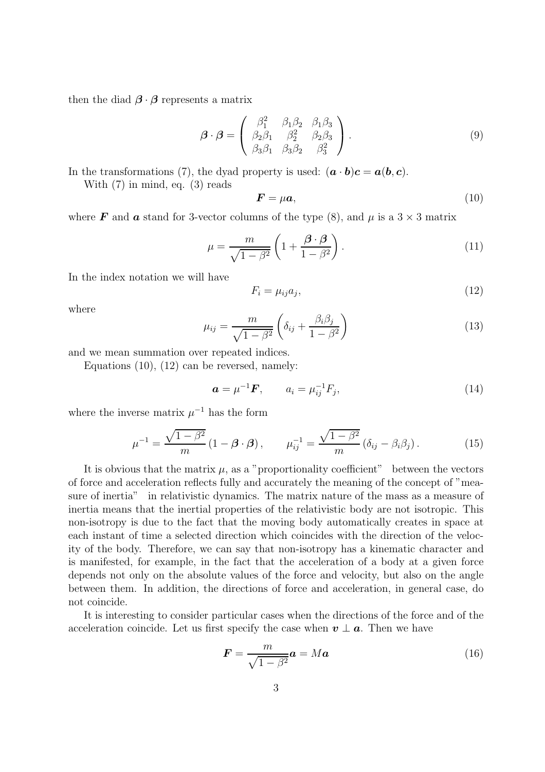then the diad $\boldsymbol{\beta} \cdot \boldsymbol{\beta}$ represents a matrix

$$\boldsymbol{\beta} \cdot \boldsymbol{\beta} = \begin{pmatrix} \beta_1^2 & \beta_1\beta_2 & \beta_1\beta_3 \\ \beta_2\beta_1 & \beta_2^2 & \beta_2\beta_3 \\ \beta_3\beta_1 & \beta_3\beta_2 & \beta_3^2 \end{pmatrix}. \tag{9}$$

In the transformations (7), the dyad property is used: $(\boldsymbol{a} \cdot \boldsymbol{b})\boldsymbol{c} = \boldsymbol{a}(\boldsymbol{b}, \boldsymbol{c})$.

With (7) in mind, eq. (3) reads

$$\boldsymbol{F} = \mu \boldsymbol{a}, \tag{10}$$

where $\boldsymbol{F}$ and $\boldsymbol{a}$ stand for 3-vector columns of the type (8), and $\mu$ is a $3 \times 3$ matrix

$$\mu = \frac{m}{\sqrt{1-\beta^2}} \left( 1 + \frac{\boldsymbol{\beta} \cdot \boldsymbol{\beta}}{1-\beta^2} \right). \tag{11}$$

In the index notation we will have

$$F_i = \mu_{ij} a_j, \tag{12}$$

where

$$\mu_{ij} = \frac{m}{\sqrt{1-\beta^2}} \left( \delta_{ij} + \frac{\beta_i \beta_j}{1-\beta^2} \right) \tag{13}$$

and we mean summation over repeated indices.

Equations (10), (12) can be reversed, namely:

$$\boldsymbol{a} = \mu^{-1} \boldsymbol{F}, \qquad a_i = \mu_{ij}^{-1} F_j, \tag{14}$$

where the inverse matrix $\mu^{-1}$ has the form

$$\mu^{-1} = \frac{\sqrt{1-\beta^2}}{m} \left( 1 - \boldsymbol{\beta} \cdot \boldsymbol{\beta} \right), \qquad \mu_{ij}^{-1} = \frac{\sqrt{1-\beta^2}}{m} \left( \delta_{ij} - \beta_i \beta_j \right). \tag{15}$$

It is obvious that the matrix $\mu$, as a "proportionality coefficient" between the vectors of force and acceleration reflects fully and accurately the meaning of the concept of "measure of inertia" in relativistic dynamics. The matrix nature of the mass as a measure of inertia means that the inertial properties of the relativistic body are not isotropic. This non-isotropy is due to the fact that the moving body automatically creates in space at each instant of time a selected direction which coincides with the direction of the velocity of the body. Therefore, we can say that non-isotropy has a kinematic character and is manifested, for example, in the fact that the acceleration of a body at a given force depends not only on the absolute values of the force and velocity, but also on the angle between them. In addition, the directions of force and acceleration, in general case, do not coincide.

It is interesting to consider particular cases when the directions of the force and of the acceleration coincide. Let us first specify the case when $\boldsymbol{v} \perp \boldsymbol{a}$. Then we have

$$\boldsymbol{F} = \frac{m}{\sqrt{1-\beta^2}} \boldsymbol{a} = M \boldsymbol{a} \tag{16}$$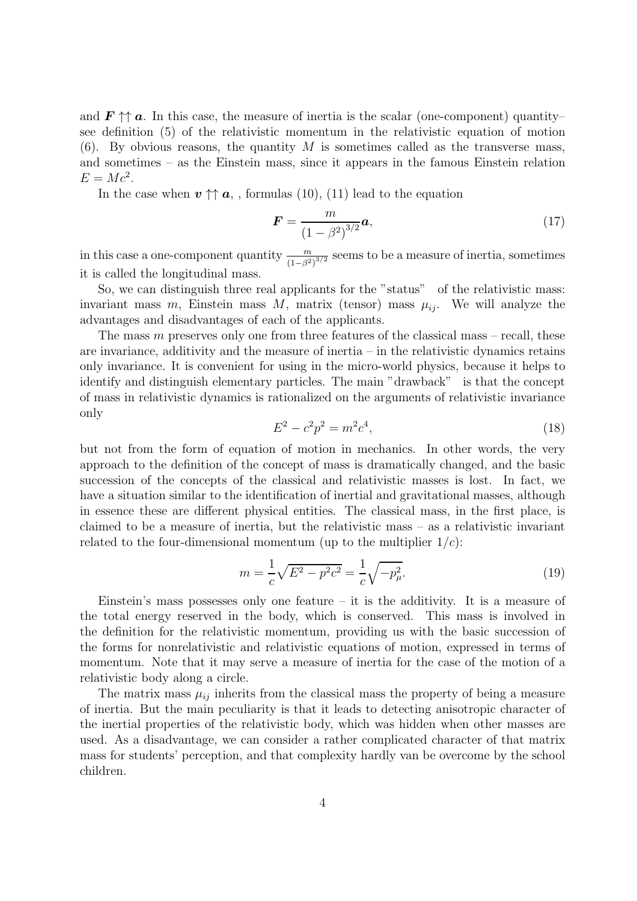and $\boldsymbol{F} \uparrow\uparrow \boldsymbol{a}$. In this case, the measure of inertia is the scalar (one-component) quantity– see definition (5) of the relativistic momentum in the relativistic equation of motion (6). By obvious reasons, the quantity $M$ is sometimes called as the transverse mass, and sometimes – as the Einstein mass, since it appears in the famous Einstein relation $E = Mc^2$.

In the case when $\boldsymbol{v} \uparrow\uparrow \boldsymbol{a}$, , formulas (10), (11) lead to the equation

$$\boldsymbol{F} = \frac{m}{\left(1-\beta^2\right)^{3/2}}\boldsymbol{a}, \tag{17}$$

in this case a one-component quantity $\frac{m}{(1-\beta^2)^{3/2}}$ seems to be a measure of inertia, sometimes it is called the longitudinal mass.

So, we can distinguish three real applicants for the "status" of the relativistic mass: invariant mass $m$, Einstein mass $M$, matrix (tensor) mass $\mu_{ij}$. We will analyze the advantages and disadvantages of each of the applicants.

The mass $m$ preserves only one from three features of the classical mass – recall, these are invariance, additivity and the measure of inertia – in the relativistic dynamics retains only invariance. It is convenient for using in the micro-world physics, because it helps to identify and distinguish elementary particles. The main "drawback" is that the concept of mass in relativistic dynamics is rationalized on the arguments of relativistic invariance only

$$E^2 - c^2p^2 = m^2c^4, \tag{18}$$

but not from the form of equation of motion in mechanics. In other words, the very approach to the definition of the concept of mass is dramatically changed, and the basic succession of the concepts of the classical and relativistic masses is lost. In fact, we have a situation similar to the identification of inertial and gravitational masses, although in essence these are different physical entities. The classical mass, in the first place, is claimed to be a measure of inertia, but the relativistic mass – as a relativistic invariant related to the four-dimensional momentum (up to the multiplier $1/c$):

$$m = \frac{1}{c}\sqrt{E^2 - p^2c^2} = \frac{1}{c}\sqrt{-p_\mu^2}. \tag{19}$$

Einstein's mass possesses only one feature – it is the additivity. It is a measure of the total energy reserved in the body, which is conserved. This mass is involved in the definition for the relativistic momentum, providing us with the basic succession of the forms for nonrelativistic and relativistic equations of motion, expressed in terms of momentum. Note that it may serve a measure of inertia for the case of the motion of a relativistic body along a circle.

The matrix mass $\mu_{ij}$ inherits from the classical mass the property of being a measure of inertia. But the main peculiarity is that it leads to detecting anisotropic character of the inertial properties of the relativistic body, which was hidden when other masses are used. As a disadvantage, we can consider a rather complicated character of that matrix mass for students' perception, and that complexity hardly van be overcome by the school children.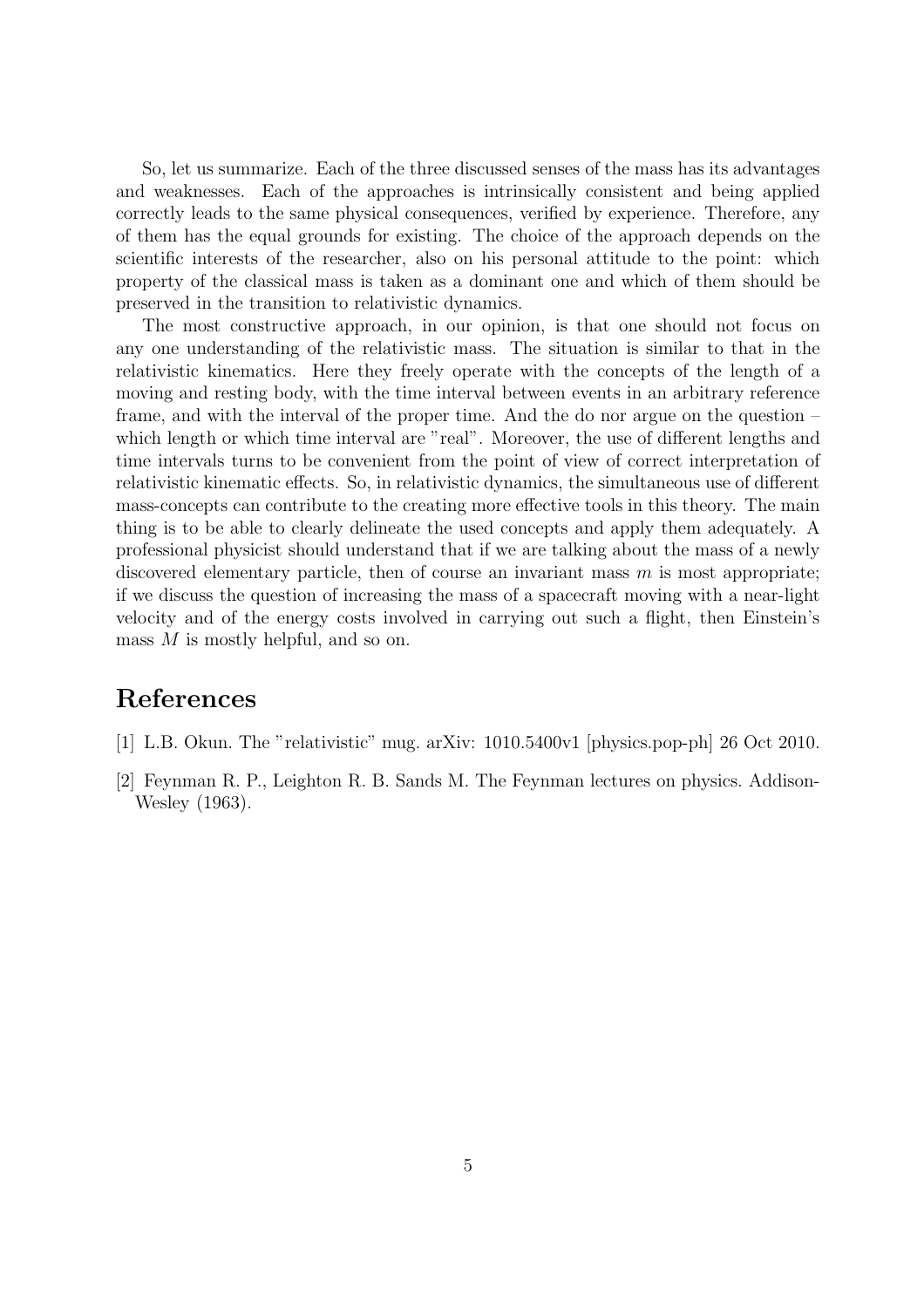So, let us summarize. Each of the three discussed senses of the mass has its advantages and weaknesses. Each of the approaches is intrinsically consistent and being applied correctly leads to the same physical consequences, verified by experience. Therefore, any of them has the equal grounds for existing. The choice of the approach depends on the scientific interests of the researcher, also on his personal attitude to the point: which property of the classical mass is taken as a dominant one and which of them should be preserved in the transition to relativistic dynamics.

The most constructive approach, in our opinion, is that one should not focus on any one understanding of the relativistic mass. The situation is similar to that in the relativistic kinematics. Here they freely operate with the concepts of the length of a moving and resting body, with the time interval between events in an arbitrary reference frame, and with the interval of the proper time. And the do nor argue on the question – which length or which time interval are "real". Moreover, the use of different lengths and time intervals turns to be convenient from the point of view of correct interpretation of relativistic kinematic effects. So, in relativistic dynamics, the simultaneous use of different mass-concepts can contribute to the creating more effective tools in this theory. The main thing is to be able to clearly delineate the used concepts and apply them adequately. A professional physicist should understand that if we are talking about the mass of a newly discovered elementary particle, then of course an invariant mass $m$ is most appropriate; if we discuss the question of increasing the mass of a spacecraft moving with a near-light velocity and of the energy costs involved in carrying out such a flight, then Einstein's mass $M$ is mostly helpful, and so on.

## References

[1] L.B. Okun. The "relativistic" mug. arXiv: 1010.5400v1 [physics.pop-ph] 26 Oct 2010.

[2] Feynman R. P., Leighton R. B. Sands M. The Feynman lectures on physics. Addison-Wesley (1963).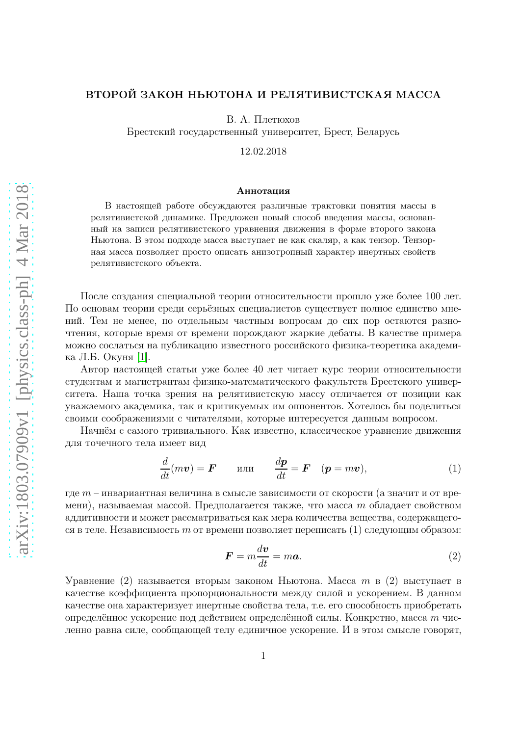# ВТОРОЙ ЗАКОН НЬЮТОНА И РЕЛЯТИВИСТСКАЯ МАССА

В. А. Плетюхов

Брестский государственный университет, Брест, Беларусь

12.02.2018

### Аннотация

В настоящей работе обсуждаются различные трактовки понятия массы в релятивистской динамике. Предложен новый способ введения массы, основанный на записи релятивистского уравнения движения в форме второго закона Ньютона. В этом подходе масса выступает не как скаляр, а как тензор. Тензорная масса позволяет просто описать анизотропный характер инертных свойств релятивистского объекта.

После создания специальной теории относительности прошло уже более 100 лет. По основам теории среди серьёзных специалистов существует полное единство мнений. Тем не менее, по отдельным частным вопросам до сих пор остаются разночтения, которые время от времени порождают жаркие дебаты. В качестве примера можно сослаться на публикацию известного российского физика-теоретика академика Л.Б. Окуня [1].

Автор настоящей статьи уже более 40 лет читает курс теории относительности студентам и магистрантам физико-математического факультета Брестского университета. Наша точка зрения на релятивистскую массу отличается от позиции как уважаемого академика, так и критикуемых им оппонентов. Хотелось бы поделиться своими соображениями с читателями, которые интересуется данным вопросом.

Начнём с самого тривиального. Как известно, классическое уравнение движения для точечного тела имеет вид

$$\frac{d}{dt}(m\boldsymbol{v}) = \boldsymbol{F} \qquad \text{или} \qquad \frac{d\boldsymbol{p}}{dt} = \boldsymbol{F} \quad (\boldsymbol{p} = m\boldsymbol{v}), \tag{1}$$

где $m$ – инвариантная величина в смысле зависимости от скорости (а значит и от времени), называемая массой. Предполагается также, что масса $m$ обладает свойством аддитивности и может рассматриваться как мера количества вещества, содержащегося в теле. Независимость $m$ от времени позволяет переписать (1) следующим образом:

$$\boldsymbol{F} = m\frac{d\boldsymbol{v}}{dt} = m\boldsymbol{a}. \tag{2}$$

Уравнение (2) называется вторым законом Ньютона. Масса $m$ в (2) выступает в качестве коэффициента пропорциональности между силой и ускорением. В данном качестве она характеризует инертные свойства тела, т.е. его способность приобретать определённое ускорение под действием определённой силы. Конкретно, масса $m$ численно равна силе, сообщающей телу единичное ускорение. И в этом смысле говорят,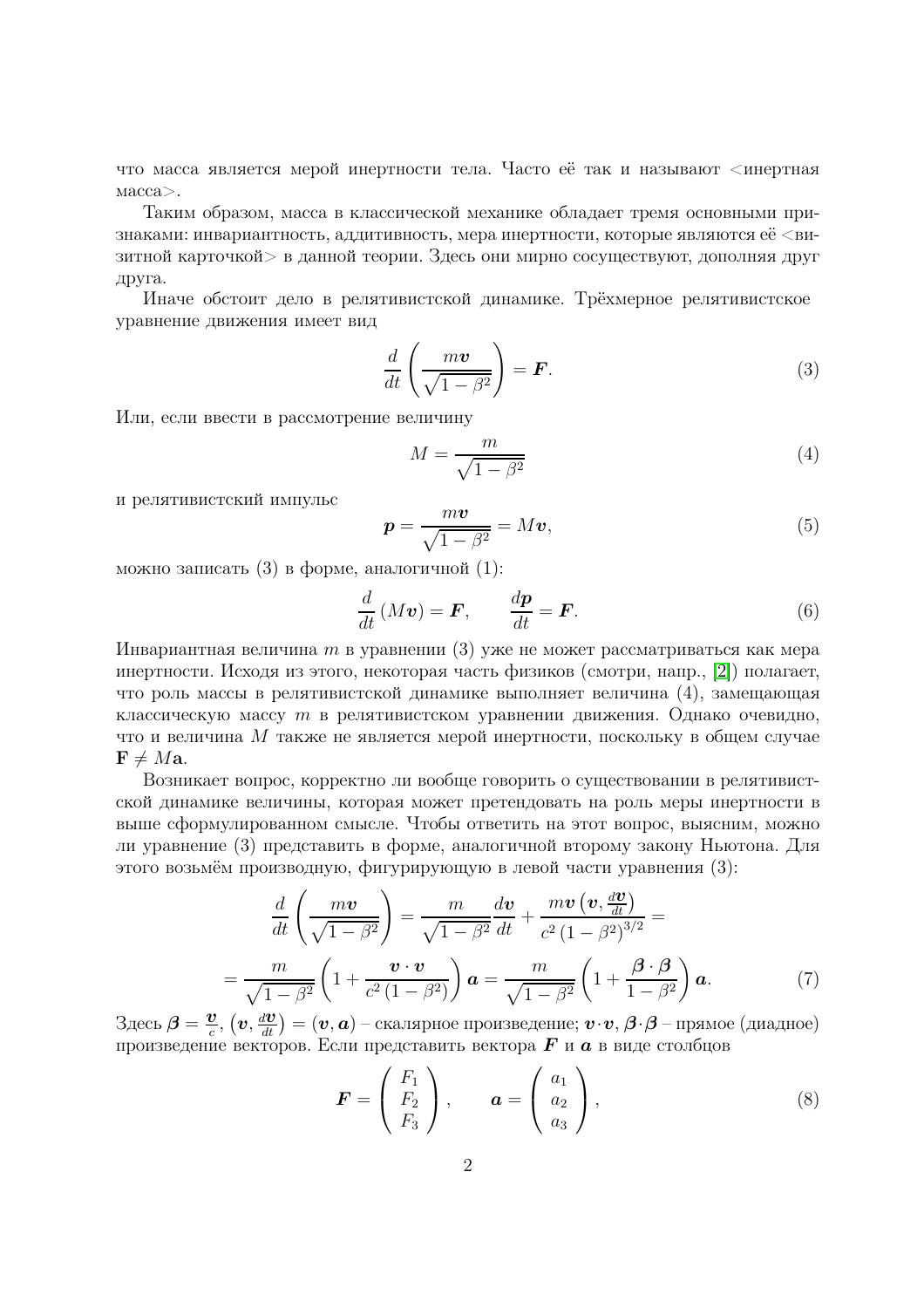что масса является мерой инертности тела. Часто её так и называют <инертная масса>.

Таким образом, масса в классической механике обладает тремя основными признаками: инвариантность, аддитивность, мера инертности, которые являются её <визитной карточкой> в данной теории. Здесь они мирно сосуществуют, дополняя друг друга.

Иначе обстоит дело в релятивистской динамике. Трёхмерное релятивистское уравнение движения имеет вид

$$\frac{d}{dt}\left(\frac{m\boldsymbol{v}}{\sqrt{1-\beta^2}}\right) = \boldsymbol{F}. \tag{3}$$

Или, если ввести в рассмотрение величину

$$M = \frac{m}{\sqrt{1-\beta^2}} \tag{4}$$

и релятивистский импульс

$$\boldsymbol{p} = \frac{m\boldsymbol{v}}{\sqrt{1-\beta^2}} = M\boldsymbol{v}, \tag{5}$$

можно записать (3) в форме, аналогичной (1):

$$\frac{d}{dt}\left(M\boldsymbol{v}\right) = \boldsymbol{F}, \qquad \frac{d\boldsymbol{p}}{dt} = \boldsymbol{F}. \tag{6}$$

Инвариантная величина $m$ в уравнении (3) уже не может рассматриваться как мера инертности. Исходя из этого, некоторая часть физиков (смотри, напр., [2]) полагает, что роль массы в релятивистской динамике выполняет величина (4), замещающая классическую массу $m$ в релятивистском уравнении движения. Однако очевидно, что и величина $M$ также не является мерой инертности, поскольку в общем случае $\mathbf{F} \neq M\mathbf{a}$.

Возникает вопрос, корректно ли вообще говорить о существовании в релятивистской динамике величины, которая может претендовать на роль меры инертности в выше сформулированном смысле. Чтобы ответить на этот вопрос, выясним, можно ли уравнение (3) представить в форме, аналогичной второму закону Ньютона. Для этого возьмём производную, фигурирующую в левой части уравнения (3):

$$\frac{d}{dt}\left(\frac{m\boldsymbol{v}}{\sqrt{1-\beta^2}}\right) = \frac{m}{\sqrt{1-\beta^2}}\frac{d\boldsymbol{v}}{dt} + \frac{m\boldsymbol{v}\left(\boldsymbol{v},\frac{d\boldsymbol{v}}{dt}\right)}{c^2\left(1-\beta^2\right)^{3/2}} =$$

$$= \frac{m}{\sqrt{1-\beta^2}}\left(1 + \frac{\boldsymbol{v}\cdot\boldsymbol{v}}{c^2\left(1-\beta^2\right)}\right)\boldsymbol{a} = \frac{m}{\sqrt{1-\beta^2}}\left(1 + \frac{\boldsymbol{\beta}\cdot\boldsymbol{\beta}}{1-\beta^2}\right)\boldsymbol{a}. \tag{7}$$

Здесь $\boldsymbol{\beta} = \frac{\boldsymbol{v}}{c}$, $\left(\boldsymbol{v},\frac{d\boldsymbol{v}}{dt}\right) = (\boldsymbol{v},\boldsymbol{a})$ – скалярное произведение; $\boldsymbol{v}\cdot\boldsymbol{v}$, $\boldsymbol{\beta}\cdot\boldsymbol{\beta}$ – прямое (диадное) произведение векторов. Если представить вектора $\boldsymbol{F}$ и $\boldsymbol{a}$ в виде столбцов

$$\boldsymbol{F} = \begin{pmatrix} F_1 \\ F_2 \\ F_3 \end{pmatrix}, \qquad \boldsymbol{a} = \begin{pmatrix} a_1 \\ a_2 \\ a_3 \end{pmatrix}, \tag{8}$$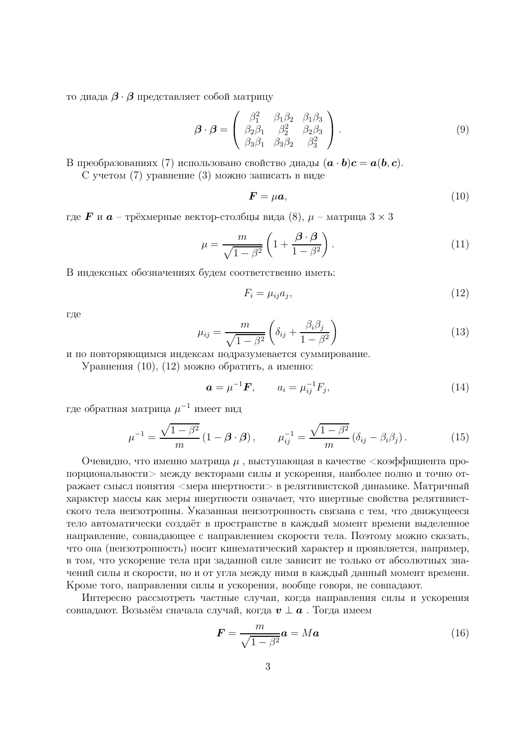то диада $\boldsymbol{\beta} \cdot \boldsymbol{\beta}$ представляет собой матрицу

$$\boldsymbol{\beta} \cdot \boldsymbol{\beta} = \begin{pmatrix} \beta_1^2 & \beta_1\beta_2 & \beta_1\beta_3 \\ \beta_2\beta_1 & \beta_2^2 & \beta_2\beta_3 \\ \beta_3\beta_1 & \beta_3\beta_2 & \beta_3^2 \end{pmatrix}. \tag{9}$$

В преобразованиях (7) использовано свойство диады $(\boldsymbol{a} \cdot \boldsymbol{b})\boldsymbol{c} = \boldsymbol{a}(\boldsymbol{b}, \boldsymbol{c})$.

С учетом (7) уравнение (3) можно записать в виде

$$\boldsymbol{F} = \mu \boldsymbol{a}, \tag{10}$$

где $\boldsymbol{F}$ и $\boldsymbol{a}$ – трёхмерные вектор-столбцы вида (8), $\mu$ – матрица $3 \times 3$

$$\mu = \frac{m}{\sqrt{1-\beta^2}} \left( 1 + \frac{\boldsymbol{\beta} \cdot \boldsymbol{\beta}}{1-\beta^2} \right). \tag{11}$$

В индексных обозначениях будем соответственно иметь:

$$F_i = \mu_{ij} a_j, \tag{12}$$

где

$$\mu_{ij} = \frac{m}{\sqrt{1-\beta^2}} \left( \delta_{ij} + \frac{\beta_i \beta_j}{1-\beta^2} \right) \tag{13}$$

и по повторяющимся индексам подразумевается суммирование.

Уравнения (10), (12) можно обратить, а именно:

$$\boldsymbol{a} = \mu^{-1} \boldsymbol{F}, \qquad a_i = \mu_{ij}^{-1} F_j, \tag{14}$$

где обратная матрица $\mu^{-1}$ имеет вид

$$\mu^{-1} = \frac{\sqrt{1-\beta^2}}{m} \left( 1 - \boldsymbol{\beta} \cdot \boldsymbol{\beta} \right), \qquad \mu_{ij}^{-1} = \frac{\sqrt{1-\beta^2}}{m} \left( \delta_{ij} - \beta_i \beta_j \right). \tag{15}$$

Очевидно, что именно матрица $\mu$ , выступающая в качестве <коэффициента пропорциональности> между векторами силы и ускорения, наиболее полно и точно отражает смысл понятия <мера инертности> в релятивистской динамике. Матричный характер массы как меры инертности означает, что инертные свойства релятивистского тела неизотропны. Указанная неизотропность связана с тем, что движущееся тело автоматически создаёт в пространстве в каждый момент времени выделенное направление, совпадающее с направлением скорости тела. Поэтому можно сказать, что она (неизотропность) носит кинематический характер и проявляется, например, в том, что ускорение тела при заданной силе зависит не только от абсолютных значений силы и скорости, но и от угла между ними в каждый данный момент времени. Кроме того, направления силы и ускорения, вообще говоря, не совпадают.

Интересно рассмотреть частные случаи, когда направления силы и ускорения совпадают. Возьмём сначала случай, когда $\boldsymbol{v} \perp \boldsymbol{a}$ . Тогда имеем

$$\boldsymbol{F} = \frac{m}{\sqrt{1-\beta^2}} \boldsymbol{a} = M \boldsymbol{a} \tag{16}$$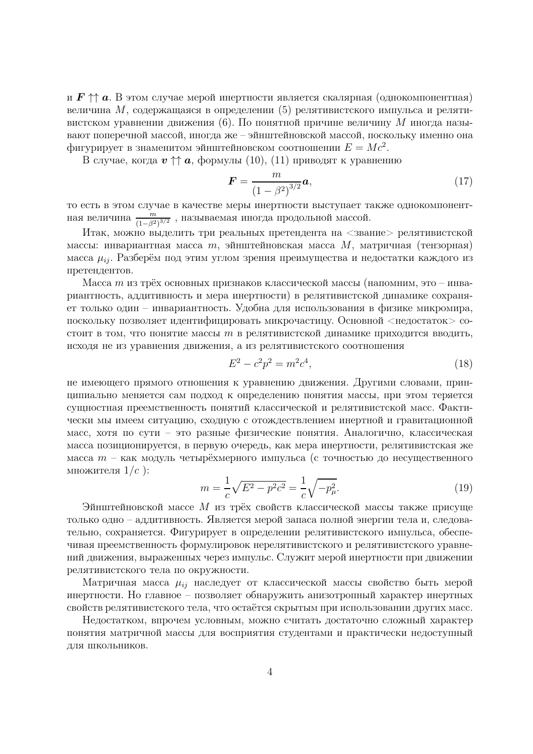и $\boldsymbol{F} \uparrow\uparrow \boldsymbol{a}$. В этом случае мерой инертности является скалярная (однокомпонентная) величина $M$, содержащаяся в определении (5) релятивистского импульса и релятивистском уравнении движения (6). По понятной причине величину $M$ иногда называют поперечной массой, иногда же – эйнштейновской массой, поскольку именно она фигурирует в знаменитом эйнштейновском соотношении $E = Mc^2$.

В случае, когда $\boldsymbol{v} \uparrow\uparrow \boldsymbol{a}$, формулы (10), (11) приводят к уравнению

$$\boldsymbol{F} = \frac{m}{\left(1-\beta^2\right)^{3/2}}\boldsymbol{a}, \tag{17}$$

то есть в этом случае в качестве меры инертности выступает также однокомпонентная величина $\frac{m}{\left(1-\beta^2\right)^{3/2}}$ , называемая иногда продольной массой.

Итак, можно выделить три реальных претендента на <звание> релятивистской массы: инвариантная масса $m$, эйнштейновская масса $M$, матричная (тензорная) масса $\mu_{ij}$. Разберём под этим углом зрения преимущества и недостатки каждого из претендентов.

Масса $m$ из трёх основных признаков классической массы (напомним, это – инвариантность, аддитивность и мера инертности) в релятивистской динамике сохраняет только один – инвариантность. Удобна для использования в физике микромира, поскольку позволяет идентифицировать микрочастицу. Основной <недостаток> состоит в том, что понятие массы $m$ в релятивистской динамике приходится вводить, исходя не из уравнения движения, а из релятивистского соотношения

$$E^2 - c^2p^2 = m^2c^4, \tag{18}$$

не имеющего прямого отношения к уравнению движения. Другими словами, принципиально меняется сам подход к определению понятия массы, при этом теряется сущностная преемственность понятий классической и релятивистской масс. Фактически мы имеем ситуацию, сходную с отождествлением инертной и гравитационной масс, хотя по сути – это разные физические понятия. Аналогично, классическая масса позиционируется, в первую очередь, как мера инертности, релятивистская же масса $m$ – как модуль четырёхмерного импульса (с точностью до несущественного множителя $1/c$ ):

$$m = \frac{1}{c}\sqrt{E^2 - p^2c^2} = \frac{1}{c}\sqrt{-p_\mu^2}. \tag{19}$$

Эйнштейновской массе $M$ из трёх свойств классической массы также присуще только одно – аддитивность. Является мерой запаса полной энергии тела и, следовательно, сохраняется. Фигурирует в определении релятивистского импульса, обеспечивая преемственность формулировок нерелятивистского и релятивистского уравнений движения, выраженных через импульс. Служит мерой инертности при движении релятивистского тела по окружности.

Матричная масса $\mu_{ij}$ наследует от классической массы свойство быть мерой инертности. Но главное – позволяет обнаружить анизотропный характер инертных свойств релятивистского тела, что остаётся скрытым при использовании других масс.

Недостатком, впрочем условным, можно считать достаточно сложный характер понятия матричной массы для восприятия студентами и практически недоступный для школьников.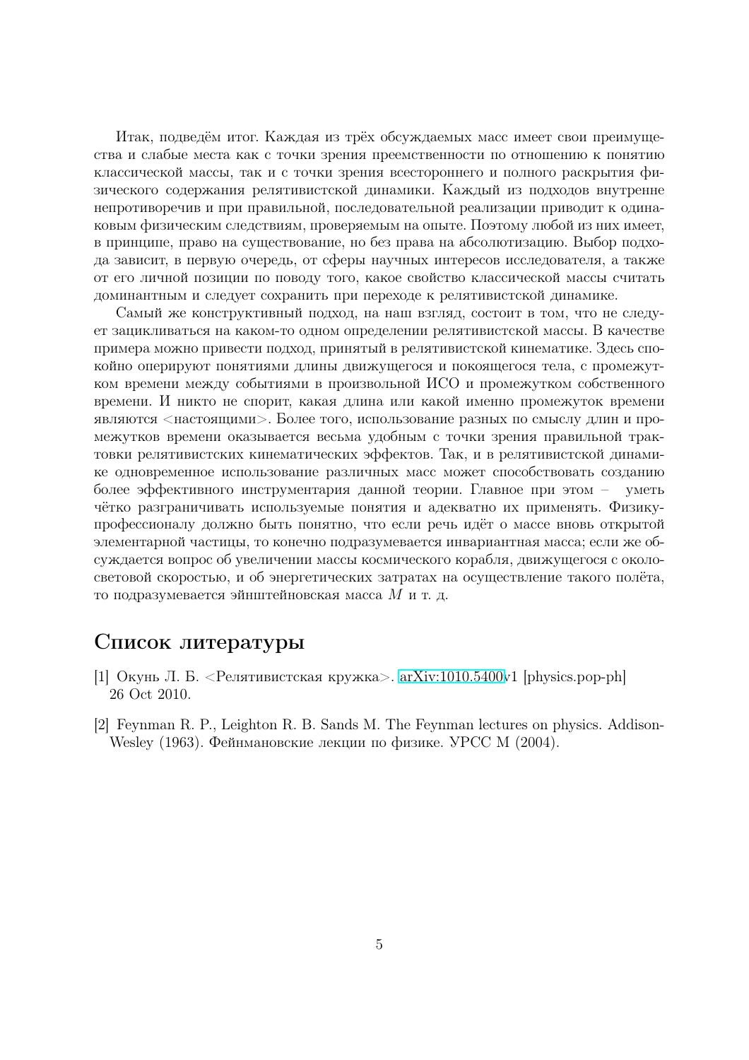Итак, подведём итог. Каждая из трёх обсуждаемых масс имеет свои преимущества и слабые места как с точки зрения преемственности по отношению к понятию классической массы, так и с точки зрения всестороннего и полного раскрытия физического содержания релятивистской динамики. Каждый из подходов внутренне непротиворечив и при правильной, последовательной реализации приводит к одинаковым физическим следствиям, проверяемым на опыте. Поэтому любой из них имеет, в принципе, право на существование, но без права на абсолютизацию. Выбор подхода зависит, в первую очередь, от сферы научных интересов исследователя, а также от его личной позиции по поводу того, какое свойство классической массы считать доминантным и следует сохранить при переходе к релятивистской динамике.

Самый же конструктивный подход, на наш взгляд, состоит в том, что не следует зацикливаться на каком-то одном определении релятивистской массы. В качестве примера можно привести подход, принятый в релятивистской кинематике. Здесь спокойно оперируют понятиями длины движущегося и покоящегося тела, с промежутком времени между событиями в произвольной ИСО и промежутком собственного времени. И никто не спорит, какая длина или какой именно промежуток времени являются <настоящими>. Более того, использование разных по смыслу длин и промежутков времени оказывается весьма удобным с точки зрения правильной трактовки релятивистских кинематических эффектов. Так, и в релятивистской динамике одновременное использование различных масс может способствовать созданию более эффективного инструментария данной теории. Главное при этом – уметь чётко разграничивать используемые понятия и адекватно их применять. Физику-профессионалу должно быть понятно, что если речь идёт о массе вновь открытой элементарной частицы, то конечно подразумевается инвариантная масса; если же обсуждается вопрос об увеличении массы космического корабля, движущегося с околосветовой скоростью, и об энергетических затратах на осуществление такого полёта, то подразумевается эйнштейновская масса $M$ и т. д.

## Список литературы

[1] Окунь Л. Б. <Релятивистская кружка>. arXiv:1010.5400v1 [physics.pop-ph] 26 Oct 2010.

[2] Feynman R. P., Leighton R. B. Sands M. The Feynman lectures on physics. Addison-Wesley (1963). Фейнмановские лекции по физике. УРСС М (2004).